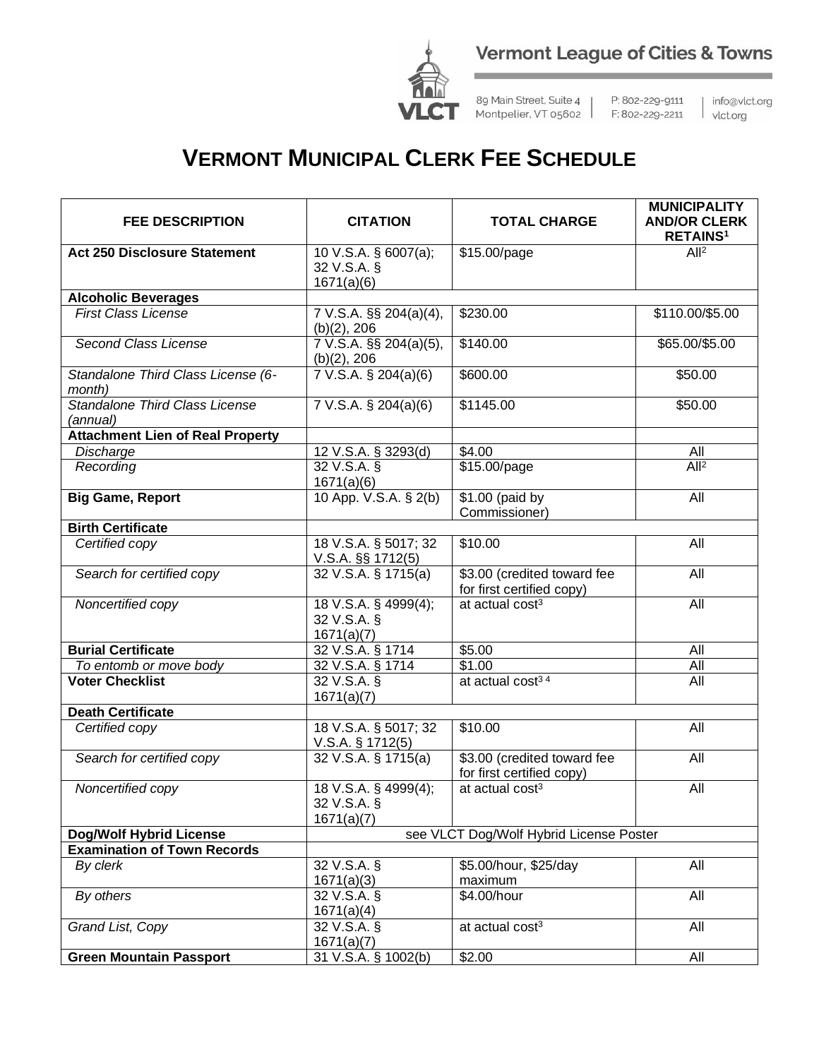Vermont League of Cities & Towns

89 Main Street, Suite 4 Montpelier, VT 05602 | P: 802-229-9111 F: 802-229-2211 | info@vlct.org vlct.org

# VERMONT MUNICIPAL CLERK FEE SCHEDULE

| FEE DESCRIPTION | CITATION | TOTAL CHARGE | MUNICIPALITY AND/OR CLERK RETAINS[1] |
|---|---|---|---|
| **Act 250 Disclosure Statement** | 10 V.S.A. § 6007(a); 32 V.S.A. § 1671(a)(6) | $15.00/page | All[2] |
| **Alcoholic Beverages** | | | |
| *First Class License* | 7 V.S.A. §§ 204(a)(4), (b)(2), 206 | $230.00 | $110.00/$5.00 |
| *Second Class License* | 7 V.S.A. §§ 204(a)(5), (b)(2), 206 | $140.00 | $65.00/$5.00 |
| *Standalone Third Class License (6-month)* | 7 V.S.A. § 204(a)(6) | $600.00 | $50.00 |
| *Standalone Third Class License (annual)* | 7 V.S.A. § 204(a)(6) | $1145.00 | $50.00 |
| **Attachment Lien of Real Property** | | | |
| *Discharge* | 12 V.S.A. § 3293(d) | $4.00 | All |
| *Recording* | 32 V.S.A. § 1671(a)(6) | $15.00/page | All[2] |
| **Big Game, Report** | 10 App. V.S.A. § 2(b) | $1.00 (paid by Commissioner) | All |
| **Birth Certificate** | | | |
| *Certified copy* | 18 V.S.A. § 5017; 32 V.S.A. §§ 1712(5) | $10.00 | All |
| *Search for certified copy* | 32 V.S.A. § 1715(a) | $3.00 (credited toward fee for first certified copy) | All |
| *Noncertified copy* | 18 V.S.A. § 4999(4); 32 V.S.A. § 1671(a)(7) | at actual cost[3] | All |
| **Burial Certificate** | 32 V.S.A. § 1714 | $5.00 | All |
| *To entomb or move body* | 32 V.S.A. § 1714 | $1.00 | All |
| **Voter Checklist** | 32 V.S.A. § 1671(a)(7) | at actual cost[3,4] | All |
| **Death Certificate** | | | |
| *Certified copy* | 18 V.S.A. § 5017; 32 V.S.A. § 1712(5) | $10.00 | All |
| *Search for certified copy* | 32 V.S.A. § 1715(a) | $3.00 (credited toward fee for first certified copy) | All |
| *Noncertified copy* | 18 V.S.A. § 4999(4); 32 V.S.A. § 1671(a)(7) | at actual cost[3] | All |
| **Dog/Wolf Hybrid License** | see VLCT Dog/Wolf Hybrid License Poster | | |
| **Examination of Town Records** | | | |
| *By clerk* | 32 V.S.A. § 1671(a)(3) | $5.00/hour, $25/day maximum | All |
| *By others* | 32 V.S.A. § 1671(a)(4) | $4.00/hour | All |
| *Grand List, Copy* | 32 V.S.A. § 1671(a)(7) | at actual cost[3] | All |
| **Green Mountain Passport** | 31 V.S.A. § 1002(b) | $2.00 | All |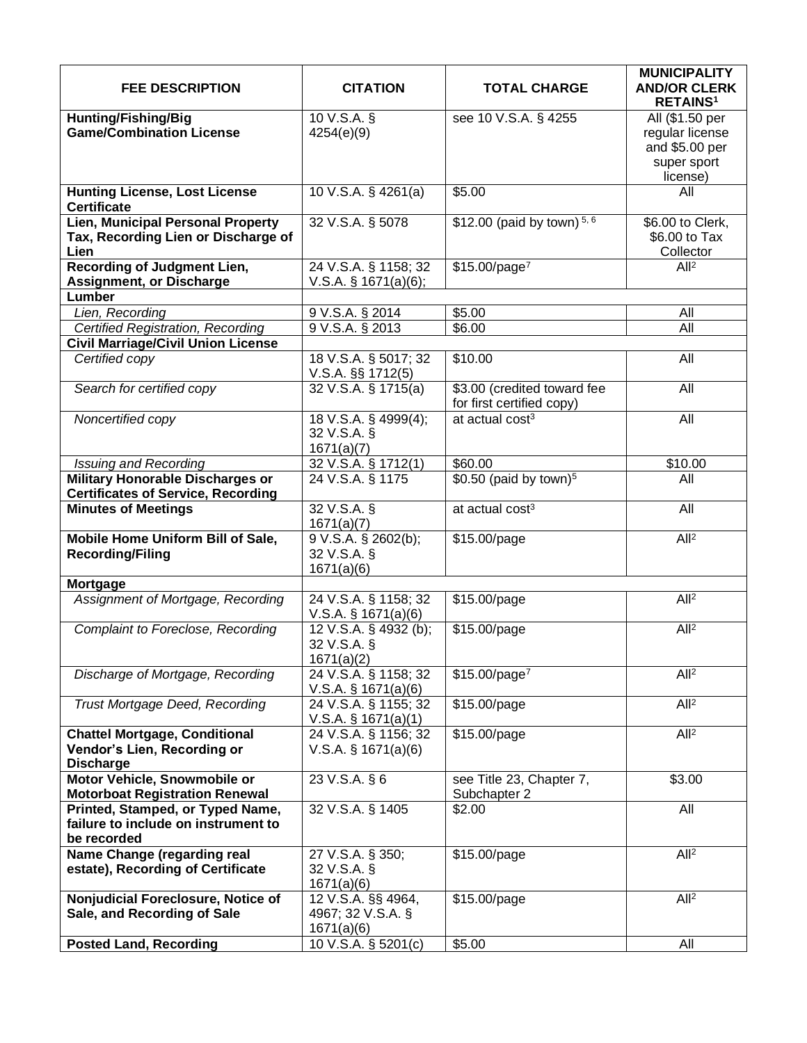| FEE DESCRIPTION | CITATION | TOTAL CHARGE | MUNICIPALITY AND/OR CLERK RETAINS[1] |
|---|---|---|---|
| **Hunting/Fishing/Big Game/Combination License** | 10 V.S.A. § 4254(e)(9) | see 10 V.S.A. § 4255 | All ($1.50 per regular license and $5.00 per super sport license) |
| **Hunting License, Lost License Certificate** | 10 V.S.A. § 4261(a) | $5.00 | All |
| **Lien, Municipal Personal Property Tax, Recording Lien or Discharge of Lien** | 32 V.S.A. § 5078 | $12.00 (paid by town) [5, 6] | $6.00 to Clerk, $6.00 to Tax Collector |
| **Recording of Judgment Lien, Assignment, or Discharge** | 24 V.S.A. § 1158; 32 V.S.A. § 1671(a)(6); | $15.00/page[7] | All[2] |
| **Lumber** | | | |
| *Lien, Recording* | 9 V.S.A. § 2014 | $5.00 | All |
| *Certified Registration, Recording* | 9 V.S.A. § 2013 | $6.00 | All |
| **Civil Marriage/Civil Union License** | | | |
| *Certified copy* | 18 V.S.A. § 5017; 32 V.S.A. §§ 1712(5) | $10.00 | All |
| *Search for certified copy* | 32 V.S.A. § 1715(a) | $3.00 (credited toward fee for first certified copy) | All |
| *Noncertified copy* | 18 V.S.A. § 4999(4); 32 V.S.A. § 1671(a)(7) | at actual cost[3] | All |
| *Issuing and Recording* | 32 V.S.A. § 1712(1) | $60.00 | $10.00 |
| **Military Honorable Discharges or Certificates of Service, Recording** | 24 V.S.A. § 1175 | $0.50 (paid by town)[5] | All |
| **Minutes of Meetings** | 32 V.S.A. § 1671(a)(7) | at actual cost[3] | All |
| **Mobile Home Uniform Bill of Sale, Recording/Filing** | 9 V.S.A. § 2602(b); 32 V.S.A. § 1671(a)(6) | $15.00/page | All[2] |
| **Mortgage** | | | |
| *Assignment of Mortgage, Recording* | 24 V.S.A. § 1158; 32 V.S.A. § 1671(a)(6) | $15.00/page | All[2] |
| *Complaint to Foreclose, Recording* | 12 V.S.A. § 4932 (b); 32 V.S.A. § 1671(a)(2) | $15.00/page | All[2] |
| *Discharge of Mortgage, Recording* | 24 V.S.A. § 1158; 32 V.S.A. § 1671(a)(6) | $15.00/page[7] | All[2] |
| *Trust Mortgage Deed, Recording* | 24 V.S.A. § 1155; 32 V.S.A. § 1671(a)(1) | $15.00/page | All[2] |
| **Chattel Mortgage, Conditional Vendor's Lien, Recording or Discharge** | 24 V.S.A. § 1156; 32 V.S.A. § 1671(a)(6) | $15.00/page | All[2] |
| **Motor Vehicle, Snowmobile or Motorboat Registration Renewal** | 23 V.S.A. § 6 | see Title 23, Chapter 7, Subchapter 2 | $3.00 |
| **Printed, Stamped, or Typed Name, failure to include on instrument to be recorded** | 32 V.S.A. § 1405 | $2.00 | All |
| **Name Change (regarding real estate), Recording of Certificate** | 27 V.S.A. § 350; 32 V.S.A. § 1671(a)(6) | $15.00/page | All[2] |
| **Nonjudicial Foreclosure, Notice of Sale, and Recording of Sale** | 12 V.S.A. §§ 4964, 4967; 32 V.S.A. § 1671(a)(6) | $15.00/page | All[2] |
| **Posted Land, Recording** | 10 V.S.A. § 5201(c) | $5.00 | All |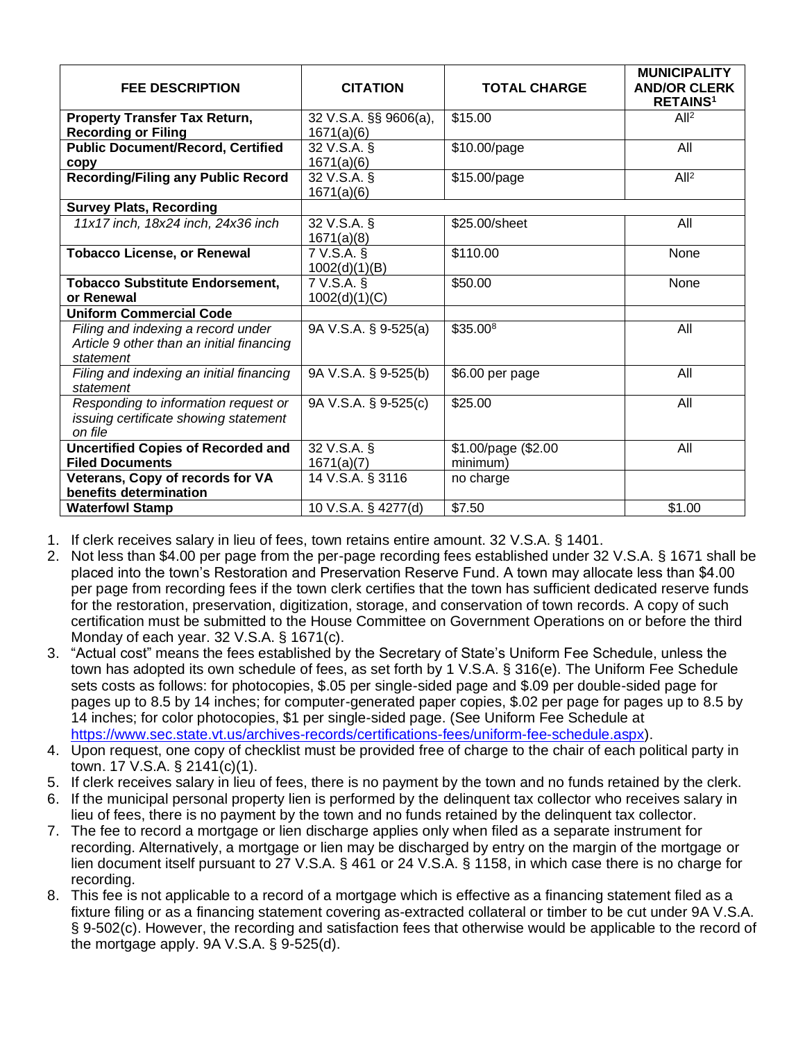| FEE DESCRIPTION | CITATION | TOTAL CHARGE | MUNICIPALITY AND/OR CLERK RETAINS[1] |
| --- | --- | --- | --- |
| **Property Transfer Tax Return, Recording or Filing** | 32 V.S.A. §§ 9606(a), 1671(a)(6) | $15.00 | All[2] |
| **Public Document/Record, Certified copy** | 32 V.S.A. § 1671(a)(6) | $10.00/page | All |
| **Recording/Filing any Public Record** | 32 V.S.A. § 1671(a)(6) | $15.00/page | All[2] |
| **Survey Plats, Recording** | | | |
| *11x17 inch, 18x24 inch, 24x36 inch* | 32 V.S.A. § 1671(a)(8) | $25.00/sheet | All |
| **Tobacco License, or Renewal** | 7 V.S.A. § 1002(d)(1)(B) | $110.00 | None |
| **Tobacco Substitute Endorsement, or Renewal** | 7 V.S.A. § 1002(d)(1)(C) | $50.00 | None |
| **Uniform Commercial Code** | | | |
| *Filing and indexing a record under Article 9 other than an initial financing statement* | 9A V.S.A. § 9-525(a) | $35.00[8] | All |
| *Filing and indexing an initial financing statement* | 9A V.S.A. § 9-525(b) | $6.00 per page | All |
| *Responding to information request or issuing certificate showing statement on file* | 9A V.S.A. § 9-525(c) | $25.00 | All |
| **Uncertified Copies of Recorded and Filed Documents** | 32 V.S.A. § 1671(a)(7) | $1.00/page ($2.00 minimum) | All |
| **Veterans, Copy of records for VA benefits determination** | 14 V.S.A. § 3116 | no charge | |
| **Waterfowl Stamp** | 10 V.S.A. § 4277(d) | $7.50 | $1.00 |

1. If clerk receives salary in lieu of fees, town retains entire amount. 32 V.S.A. § 1401.
2. Not less than $4.00 per page from the per-page recording fees established under 32 V.S.A. § 1671 shall be placed into the town's Restoration and Preservation Reserve Fund. A town may allocate less than $4.00 per page from recording fees if the town clerk certifies that the town has sufficient dedicated reserve funds for the restoration, preservation, digitization, storage, and conservation of town records. A copy of such certification must be submitted to the House Committee on Government Operations on or before the third Monday of each year. 32 V.S.A. § 1671(c).
3. "Actual cost" means the fees established by the Secretary of State's Uniform Fee Schedule, unless the town has adopted its own schedule of fees, as set forth by 1 V.S.A. § 316(e). The Uniform Fee Schedule sets costs as follows: for photocopies, $.05 per single-sided page and $.09 per double-sided page for pages up to 8.5 by 14 inches; for computer-generated paper copies, $.02 per page for pages up to 8.5 by 14 inches; for color photocopies, $1 per single-sided page. (See Uniform Fee Schedule at https://www.sec.state.vt.us/archives-records/certifications-fees/uniform-fee-schedule.aspx).
4. Upon request, one copy of checklist must be provided free of charge to the chair of each political party in town. 17 V.S.A. § 2141(c)(1).
5. If clerk receives salary in lieu of fees, there is no payment by the town and no funds retained by the clerk.
6. If the municipal personal property lien is performed by the delinquent tax collector who receives salary in lieu of fees, there is no payment by the town and no funds retained by the delinquent tax collector.
7. The fee to record a mortgage or lien discharge applies only when filed as a separate instrument for recording. Alternatively, a mortgage or lien may be discharged by entry on the margin of the mortgage or lien document itself pursuant to 27 V.S.A. § 461 or 24 V.S.A. § 1158, in which case there is no charge for recording.
8. This fee is not applicable to a record of a mortgage which is effective as a financing statement filed as a fixture filing or as a financing statement covering as-extracted collateral or timber to be cut under 9A V.S.A. § 9-502(c). However, the recording and satisfaction fees that otherwise would be applicable to the record of the mortgage apply. 9A V.S.A. § 9-525(d).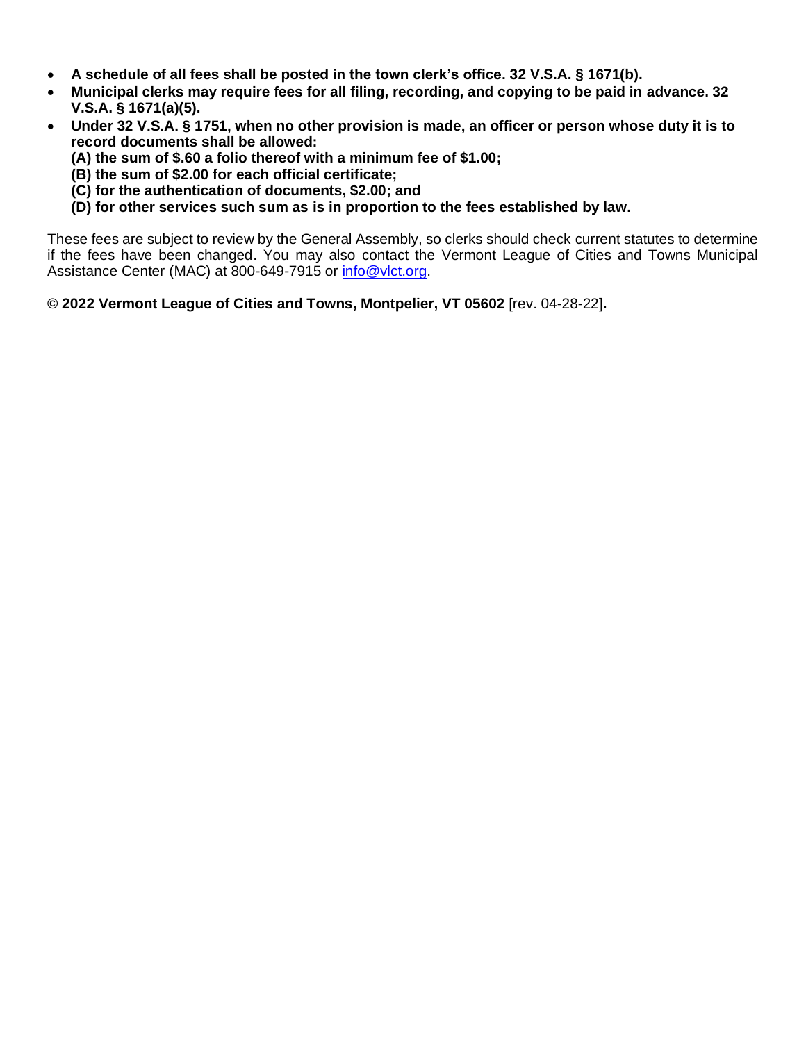- **A schedule of all fees shall be posted in the town clerk's office. 32 V.S.A. § 1671(b).**
- **Municipal clerks may require fees for all filing, recording, and copying to be paid in advance. 32 V.S.A. § 1671(a)(5).**
- **Under 32 V.S.A. § 1751, when no other provision is made, an officer or person whose duty it is to record documents shall be allowed:**
  **(A) the sum of $.60 a folio thereof with a minimum fee of $1.00;**
  **(B) the sum of $2.00 for each official certificate;**
  **(C) for the authentication of documents, $2.00; and**
  **(D) for other services such sum as is in proportion to the fees established by law.**

These fees are subject to review by the General Assembly, so clerks should check current statutes to determine if the fees have been changed. You may also contact the Vermont League of Cities and Towns Municipal Assistance Center (MAC) at 800-649-7915 or info@vlct.org.

**© 2022 Vermont League of Cities and Towns, Montpelier, VT 05602** [rev. 04-28-22]**.**